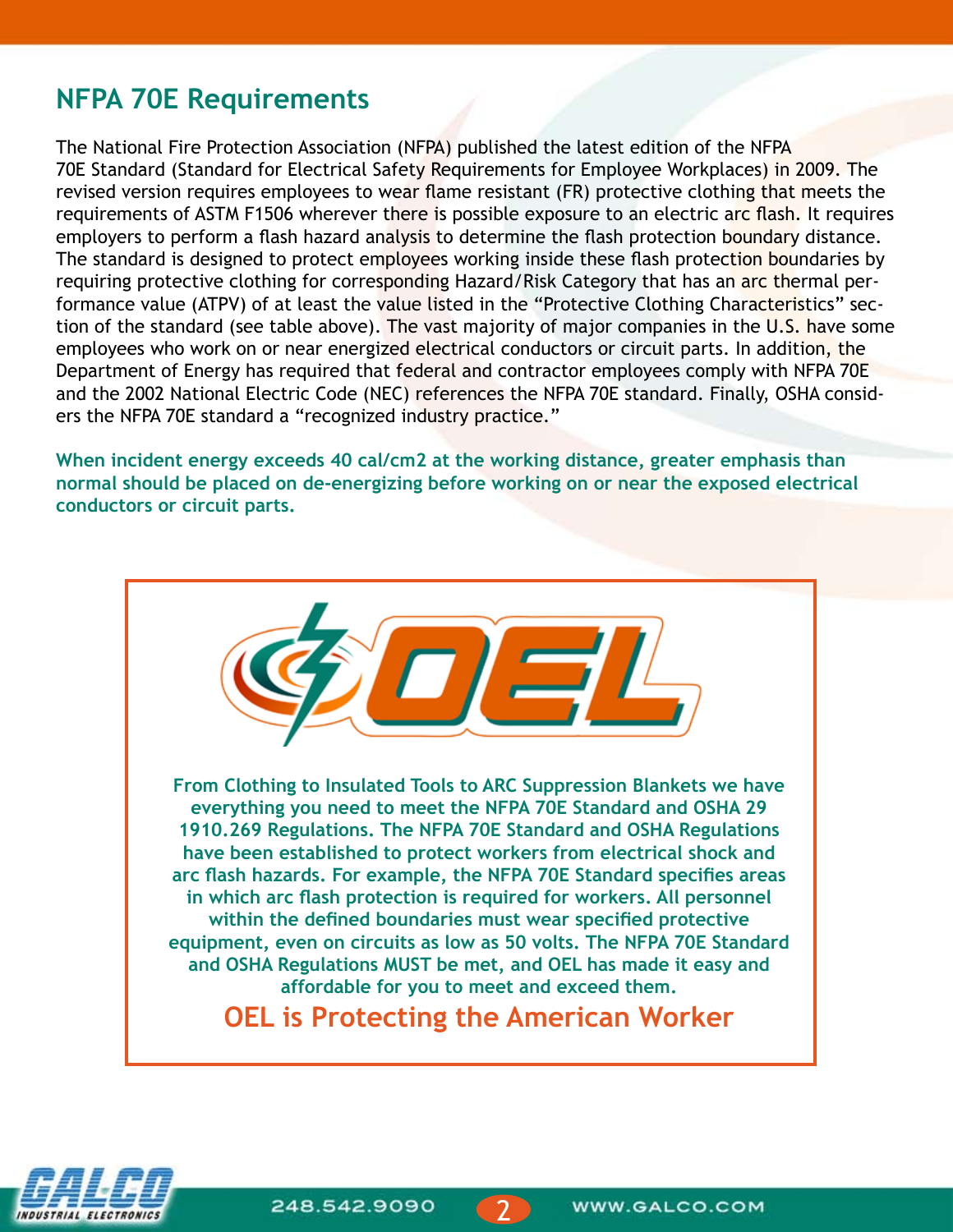## NFPA 70E Requirements

The National Fire Protection Association (NFPA) published the latest edition of the NFPA 70E Standard (Standard for Electrical Safety Requirements for Employee Workplaces) in 2009. The revised version requires employees to wear flame resistant (FR) protective clothing that meets the requirements of ASTM F1506 wherever there is possible exposure to an electric arc flash. It requires employers to perform a flash hazard analysis to determine the flash protection boundary distance. The standard is designed to protect employees working inside these flash protection boundaries by requiring protective clothing for corresponding Hazard/Risk Category that has an arc thermal performance value (ATPV) of at least the value listed in the "Protective Clothing Characteristics" section of the standard (see table above). The vast majority of major companies in the U.S. have some employees who work on or near energized electrical conductors or circuit parts. In addition, the Department of Energy has required that federal and contractor employees comply with NFPA 70E and the 2002 National Electric Code (NEC) references the NFPA 70E standard. Finally, OSHA considers the NFPA 70E standard a "recognized industry practice."

**When incident energy exceeds 40 cal/cm2 at the working distance, greater emphasis than normal should be placed on de-energizing before working on or near the exposed electrical conductors or circuit parts.**

**OEL**

**From Clothing to Insulated Tools to ARC Suppression Blankets we have everything you need to meet the NFPA 70E Standard and OSHA 29 1910.269 Regulations. The NFPA 70E Standard and OSHA Regulations have been established to protect workers from electrical shock and arc flash hazards. For example, the NFPA 70E Standard specifies areas in which arc flash protection is required for workers. All personnel within the defined boundaries must wear specified protective equipment, even on circuits as low as 50 volts. The NFPA 70E Standard and OSHA Regulations MUST be met, and OEL has made it easy and affordable for you to meet and exceed them.**

**OEL is Protecting the American Worker**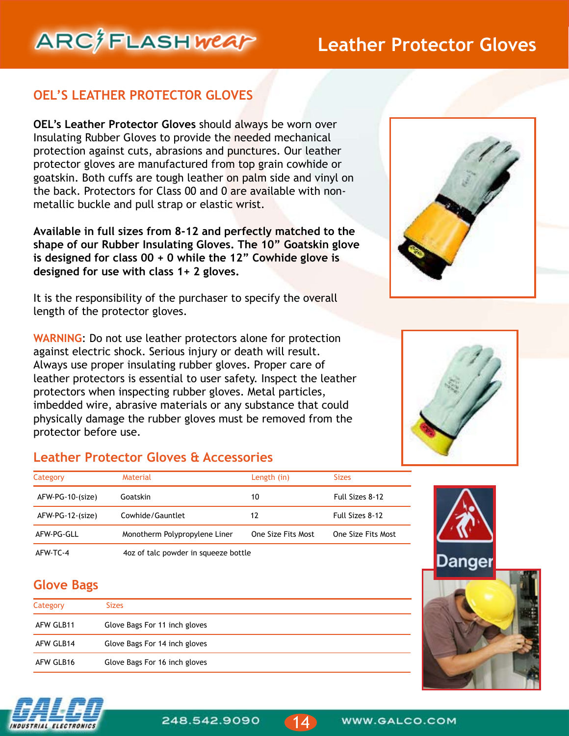# Leather Protector Gloves

## OEL'S LEATHER PROTECTOR GLOVES

**OEL's Leather Protector Gloves** should always be worn over Insulating Rubber Gloves to provide the needed mechanical protection against cuts, abrasions and punctures. Our leather protector gloves are manufactured from top grain cowhide or goatskin. Both cuffs are tough leather on palm side and vinyl on the back. Protectors for Class 00 and 0 are available with non-metallic buckle and pull strap or elastic wrist.

**Available in full sizes from 8-12 and perfectly matched to the shape of our Rubber Insulating Gloves. The 10" Goatskin glove is designed for class 00 + 0 while the 12" Cowhide glove is designed for use with class 1+ 2 gloves.**

It is the responsibility of the purchaser to specify the overall length of the protector gloves.

WARNING: Do not use leather protectors alone for protection against electric shock. Serious injury or death will result. Always use proper insulating rubber gloves. Proper care of leather protectors is essential to user safety. Inspect the leather protectors when inspecting rubber gloves. Metal particles, imbedded wire, abrasive materials or any substance that could physically damage the rubber gloves must be removed from the protector before use.

## Leather Protector Gloves & Accessories

| Category | Material | Length (in) | Sizes |
|---|---|---|---|
| AFW-PG-10-(size) | Goatskin | 10 | Full Sizes 8-12 |
| AFW-PG-12-(size) | Cowhide/Gauntlet | 12 | Full Sizes 8-12 |
| AFW-PG-GLL | Monotherm Polypropylene Liner | One Size Fits Most | One Size Fits Most |
| AFW-TC-4 | 4oz of talc powder in squeeze bottle | | |

## Glove Bags

| Category | Sizes |
|---|---|
| AFW GLB11 | Glove Bags For 11 inch gloves |
| AFW GLB14 | Glove Bags For 14 inch gloves |
| AFW GLB16 | Glove Bags For 16 inch gloves |

Danger